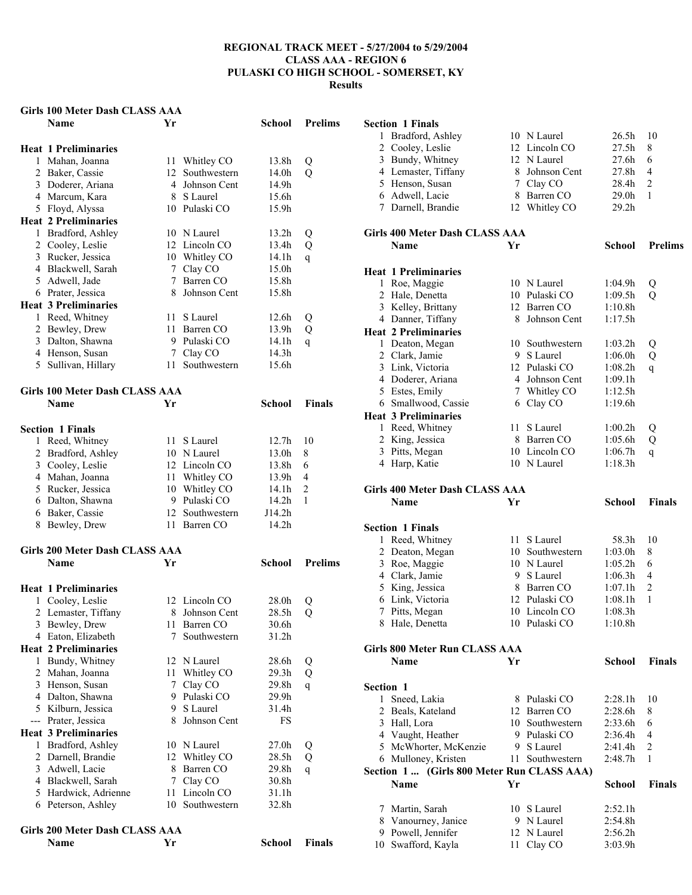# REGIONAL TRACK MEET - 5/27/2004 to 5/29/2004
## CLASS AAA - REGION 6
## PULASKI CO HIGH SCHOOL - SOMERSET, KY
## Results

### Girls 100 Meter Dash CLASS AAA

| | Name | Yr | School | Prelims | |
|---|---|---|---|---|---|
| **Heat 1 Preliminaries** | | | | | |
| 1 | Mahan, Joanna | 11 | Whitley CO | 13.8h | Q |
| 2 | Baker, Cassie | 12 | Southwestern | 14.0h | Q |
| 3 | Doderer, Ariana | 4 | Johnson Cent | 14.9h | |
| 4 | Marcum, Kara | 8 | S Laurel | 15.6h | |
| 5 | Floyd, Alyssa | 10 | Pulaski CO | 15.9h | |
| **Heat 2 Preliminaries** | | | | | |
| 1 | Bradford, Ashley | 10 | N Laurel | 13.2h | Q |
| 2 | Cooley, Leslie | 12 | Lincoln CO | 13.4h | Q |
| 3 | Rucker, Jessica | 10 | Whitley CO | 14.1h | q |
| 4 | Blackwell, Sarah | 7 | Clay CO | 15.0h | |
| 5 | Adwell, Jade | 7 | Barren CO | 15.8h | |
| 6 | Prater, Jessica | 8 | Johnson Cent | 15.8h | |
| **Heat 3 Preliminaries** | | | | | |
| 1 | Reed, Whitney | 11 | S Laurel | 12.6h | Q |
| 2 | Bewley, Drew | 11 | Barren CO | 13.9h | Q |
| 3 | Dalton, Shawna | 9 | Pulaski CO | 14.1h | q |
| 4 | Henson, Susan | 7 | Clay CO | 14.3h | |
| 5 | Sullivan, Hillary | 11 | Southwestern | 15.6h | |

### Girls 100 Meter Dash CLASS AAA

| | Name | Yr | School | Finals | |
|---|---|---|---|---|---|
| **Section 1 Finals** | | | | | |
| 1 | Reed, Whitney | 11 | S Laurel | 12.7h | 10 |
| 2 | Bradford, Ashley | 10 | N Laurel | 13.0h | 8 |
| 3 | Cooley, Leslie | 12 | Lincoln CO | 13.8h | 6 |
| 4 | Mahan, Joanna | 11 | Whitley CO | 13.9h | 4 |
| 5 | Rucker, Jessica | 10 | Whitley CO | 14.1h | 2 |
| 6 | Dalton, Shawna | 9 | Pulaski CO | 14.2h | 1 |
| 6 | Baker, Cassie | 12 | Southwestern | J14.2h | |
| 8 | Bewley, Drew | 11 | Barren CO | 14.2h | |

### Girls 200 Meter Dash CLASS AAA

| | Name | Yr | School | Prelims | |
|---|---|---|---|---|---|
| **Heat 1 Preliminaries** | | | | | |
| 1 | Cooley, Leslie | 12 | Lincoln CO | 28.0h | Q |
| 2 | Lemaster, Tiffany | 8 | Johnson Cent | 28.5h | Q |
| 3 | Bewley, Drew | 11 | Barren CO | 30.6h | |
| 4 | Eaton, Elizabeth | 7 | Southwestern | 31.2h | |
| **Heat 2 Preliminaries** | | | | | |
| 1 | Bundy, Whitney | 12 | N Laurel | 28.6h | Q |
| 2 | Mahan, Joanna | 11 | Whitley CO | 29.3h | Q |
| 3 | Henson, Susan | 7 | Clay CO | 29.8h | q |
| 4 | Dalton, Shawna | 9 | Pulaski CO | 29.9h | |
| 5 | Kilburn, Jessica | 9 | S Laurel | 31.4h | |
| --- | Prater, Jessica | 8 | Johnson Cent | FS | |
| **Heat 3 Preliminaries** | | | | | |
| 1 | Bradford, Ashley | 10 | N Laurel | 27.0h | Q |
| 2 | Darnell, Brandie | 12 | Whitley CO | 28.5h | Q |
| 3 | Adwell, Lacie | 8 | Barren CO | 29.8h | q |
| 4 | Blackwell, Sarah | 7 | Clay CO | 30.8h | |
| 5 | Hardwick, Adrienne | 11 | Lincoln CO | 31.1h | |
| 6 | Peterson, Ashley | 10 | Southwestern | 32.8h | |

### Girls 200 Meter Dash CLASS AAA

| | Name | Yr | School | Finals | |
|---|---|---|---|---|---|
| **Section 1 Finals** | | | | | |
| 1 | Bradford, Ashley | 10 | N Laurel | 26.5h | 10 |
| 2 | Cooley, Leslie | 12 | Lincoln CO | 27.5h | 8 |
| 3 | Bundy, Whitney | 12 | N Laurel | 27.6h | 6 |
| 4 | Lemaster, Tiffany | 8 | Johnson Cent | 27.8h | 4 |
| 5 | Henson, Susan | 7 | Clay CO | 28.4h | 2 |
| 6 | Adwell, Lacie | 8 | Barren CO | 29.0h | 1 |
| 7 | Darnell, Brandie | 12 | Whitley CO | 29.2h | |

### Girls 400 Meter Dash CLASS AAA

| | Name | Yr | School | Prelims | |
|---|---|---|---|---|---|
| **Heat 1 Preliminaries** | | | | | |
| 1 | Roe, Maggie | 10 | N Laurel | 1:04.9h | Q |
| 2 | Hale, Denetta | 10 | Pulaski CO | 1:09.5h | Q |
| 3 | Kelley, Brittany | 12 | Barren CO | 1:10.8h | |
| 4 | Danner, Tiffany | 8 | Johnson Cent | 1:17.5h | |
| **Heat 2 Preliminaries** | | | | | |
| 1 | Deaton, Megan | 10 | Southwestern | 1:03.2h | Q |
| 2 | Clark, Jamie | 9 | S Laurel | 1:06.0h | Q |
| 3 | Link, Victoria | 12 | Pulaski CO | 1:08.2h | q |
| 4 | Doderer, Ariana | 4 | Johnson Cent | 1:09.1h | |
| 5 | Estes, Emily | 7 | Whitley CO | 1:12.5h | |
| 6 | Smallwood, Cassie | 6 | Clay CO | 1:19.6h | |
| **Heat 3 Preliminaries** | | | | | |
| 1 | Reed, Whitney | 11 | S Laurel | 1:00.2h | Q |
| 2 | King, Jessica | 8 | Barren CO | 1:05.6h | Q |
| 3 | Pitts, Megan | 10 | Lincoln CO | 1:06.7h | q |
| 4 | Harp, Katie | 10 | N Laurel | 1:18.3h | |

### Girls 400 Meter Dash CLASS AAA

| | Name | Yr | School | Finals | |
|---|---|---|---|---|---|
| **Section 1 Finals** | | | | | |
| 1 | Reed, Whitney | 11 | S Laurel | 58.3h | 10 |
| 2 | Deaton, Megan | 10 | Southwestern | 1:03.0h | 8 |
| 3 | Roe, Maggie | 10 | N Laurel | 1:05.2h | 6 |
| 4 | Clark, Jamie | 9 | S Laurel | 1:06.3h | 4 |
| 5 | King, Jessica | 8 | Barren CO | 1:07.1h | 2 |
| 6 | Link, Victoria | 12 | Pulaski CO | 1:08.1h | 1 |
| 7 | Pitts, Megan | 10 | Lincoln CO | 1:08.3h | |
| 8 | Hale, Denetta | 10 | Pulaski CO | 1:10.8h | |

### Girls 800 Meter Run CLASS AAA

| | Name | Yr | School | Finals | |
|---|---|---|---|---|---|
| **Section 1** | | | | | |
| 1 | Sneed, Lakia | 8 | Pulaski CO | 2:28.1h | 10 |
| 2 | Beals, Kateland | 12 | Barren CO | 2:28.6h | 8 |
| 3 | Hall, Lora | 10 | Southwestern | 2:33.6h | 6 |
| 4 | Vaught, Heather | 9 | Pulaski CO | 2:36.4h | 4 |
| 5 | McWhorter, McKenzie | 9 | S Laurel | 2:41.4h | 2 |
| 6 | Mulloney, Kristen | 11 | Southwestern | 2:48.7h | 1 |
| **Section 1 ... (Girls 800 Meter Run CLASS AAA)** | | | | | |
| 7 | Martin, Sarah | 10 | S Laurel | 2:52.1h | |
| 8 | Vanourney, Janice | 9 | N Laurel | 2:54.8h | |
| 9 | Powell, Jennifer | 12 | N Laurel | 2:56.2h | |
| 10 | Swafford, Kayla | 11 | Clay CO | 3:03.9h | |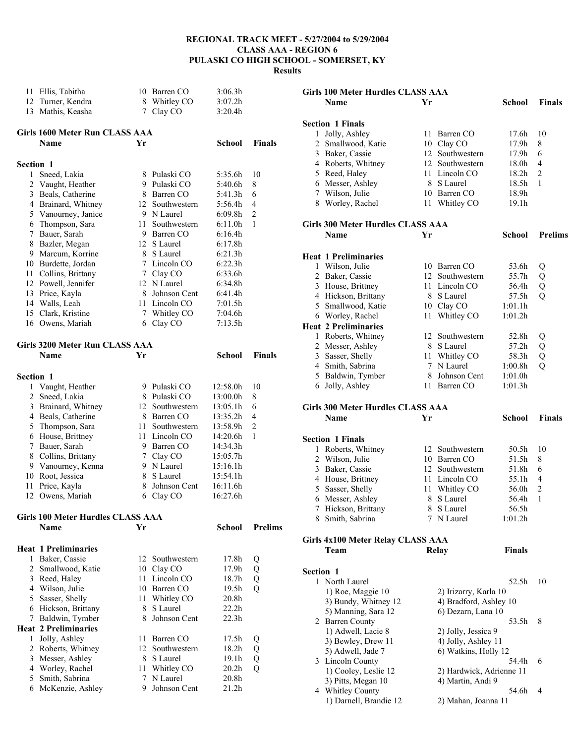# REGIONAL TRACK MEET - 5/27/2004 to 5/29/2004
## CLASS AAA - REGION 6
## PULASKI CO HIGH SCHOOL - SOMERSET, KY
### Results

| | Name | Yr | School | Finals | |
|---|---|---|---|---|---|
| 11 | Ellis, Tabitha | 10 | Barren CO | 3:06.3h | |
| 12 | Turner, Kendra | 8 | Whitley CO | 3:07.2h | |
| 13 | Mathis, Keasha | 7 | Clay CO | 3:20.4h | |

### Girls 1600 Meter Run CLASS AAA

**Section 1**

| | Name | Yr | School | Finals | |
|---|---|---|---|---|---|
| 1 | Sneed, Lakia | 8 | Pulaski CO | 5:35.6h | 10 |
| 2 | Vaught, Heather | 9 | Pulaski CO | 5:40.6h | 8 |
| 3 | Beals, Catherine | 8 | Barren CO | 5:41.3h | 6 |
| 4 | Brainard, Whitney | 12 | Southwestern | 5:56.4h | 4 |
| 5 | Vanourney, Janice | 9 | N Laurel | 6:09.8h | 2 |
| 6 | Thompson, Sara | 11 | Southwestern | 6:11.0h | 1 |
| 7 | Bauer, Sarah | 9 | Barren CO | 6:16.4h | |
| 8 | Bazler, Megan | 12 | S Laurel | 6:17.8h | |
| 9 | Marcum, Korrine | 8 | S Laurel | 6:21.3h | |
| 10 | Burdette, Jordan | 7 | Lincoln CO | 6:22.3h | |
| 11 | Collins, Brittany | 7 | Clay CO | 6:33.6h | |
| 12 | Powell, Jennifer | 12 | N Laurel | 6:34.8h | |
| 13 | Price, Kayla | 8 | Johnson Cent | 6:41.4h | |
| 14 | Walls, Leah | 11 | Lincoln CO | 7:01.5h | |
| 15 | Clark, Kristine | 7 | Whitley CO | 7:04.6h | |
| 16 | Owens, Mariah | 6 | Clay CO | 7:13.5h | |

### Girls 3200 Meter Run CLASS AAA

**Section 1**

| | Name | Yr | School | Finals | |
|---|---|---|---|---|---|
| 1 | Vaught, Heather | 9 | Pulaski CO | 12:58.0h | 10 |
| 2 | Sneed, Lakia | 8 | Pulaski CO | 13:00.0h | 8 |
| 3 | Brainard, Whitney | 12 | Southwestern | 13:05.1h | 6 |
| 4 | Beals, Catherine | 8 | Barren CO | 13:35.2h | 4 |
| 5 | Thompson, Sara | 11 | Southwestern | 13:58.9h | 2 |
| 6 | House, Brittney | 11 | Lincoln CO | 14:20.6h | 1 |
| 7 | Bauer, Sarah | 9 | Barren CO | 14:34.3h | |
| 8 | Collins, Brittany | 7 | Clay CO | 15:05.7h | |
| 9 | Vanourney, Kenna | 9 | N Laurel | 15:16.1h | |
| 10 | Root, Jessica | 8 | S Laurel | 15:54.1h | |
| 11 | Price, Kayla | 8 | Johnson Cent | 16:11.6h | |
| 12 | Owens, Mariah | 6 | Clay CO | 16:27.6h | |

### Girls 100 Meter Hurdles CLASS AAA

| | Name | Yr | School | Prelims | |
|---|---|---|---|---|---|
| **Heat 1 Preliminaries** | | | | | |
| 1 | Baker, Cassie | 12 | Southwestern | 17.8h | Q |
| 2 | Smallwood, Katie | 10 | Clay CO | 17.9h | Q |
| 3 | Reed, Haley | 11 | Lincoln CO | 18.7h | Q |
| 4 | Wilson, Julie | 10 | Barren CO | 19.5h | Q |
| 5 | Sasser, Shelly | 11 | Whitley CO | 20.8h | |
| 6 | Hickson, Brittany | 8 | S Laurel | 22.2h | |
| 7 | Baldwin, Tymber | 8 | Johnson Cent | 22.3h | |
| **Heat 2 Preliminaries** | | | | | |
| 1 | Jolly, Ashley | 11 | Barren CO | 17.5h | Q |
| 2 | Roberts, Whitney | 12 | Southwestern | 18.2h | Q |
| 3 | Messer, Ashley | 8 | S Laurel | 19.1h | Q |
| 4 | Worley, Rachel | 11 | Whitley CO | 20.2h | Q |
| 5 | Smith, Sabrina | 7 | N Laurel | 20.8h | |
| 6 | McKenzie, Ashley | 9 | Johnson Cent | 21.2h | |

### Girls 100 Meter Hurdles CLASS AAA

**Section 1 Finals**

| | Name | Yr | School | Finals | |
|---|---|---|---|---|---|
| 1 | Jolly, Ashley | 11 | Barren CO | 17.6h | 10 |
| 2 | Smallwood, Katie | 10 | Clay CO | 17.9h | 8 |
| 3 | Baker, Cassie | 12 | Southwestern | 17.9h | 6 |
| 4 | Roberts, Whitney | 12 | Southwestern | 18.0h | 4 |
| 5 | Reed, Haley | 11 | Lincoln CO | 18.2h | 2 |
| 6 | Messer, Ashley | 8 | S Laurel | 18.5h | 1 |
| 7 | Wilson, Julie | 10 | Barren CO | 18.9h | |
| 8 | Worley, Rachel | 11 | Whitley CO | 19.1h | |

### Girls 300 Meter Hurdles CLASS AAA

| | Name | Yr | School | Prelims | |
|---|---|---|---|---|---|
| **Heat 1 Preliminaries** | | | | | |
| 1 | Wilson, Julie | 10 | Barren CO | 53.6h | Q |
| 2 | Baker, Cassie | 12 | Southwestern | 55.7h | Q |
| 3 | House, Brittney | 11 | Lincoln CO | 56.4h | Q |
| 4 | Hickson, Brittany | 8 | S Laurel | 57.5h | Q |
| 5 | Smallwood, Katie | 10 | Clay CO | 1:01.1h | |
| 6 | Worley, Rachel | 11 | Whitley CO | 1:01.2h | |
| **Heat 2 Preliminaries** | | | | | |
| 1 | Roberts, Whitney | 12 | Southwestern | 52.8h | Q |
| 2 | Messer, Ashley | 8 | S Laurel | 57.2h | Q |
| 3 | Sasser, Shelly | 11 | Whitley CO | 58.3h | Q |
| 4 | Smith, Sabrina | 7 | N Laurel | 1:00.8h | Q |
| 5 | Baldwin, Tymber | 8 | Johnson Cent | 1:01.0h | |
| 6 | Jolly, Ashley | 11 | Barren CO | 1:01.3h | |

### Girls 300 Meter Hurdles CLASS AAA

**Section 1 Finals**

| | Name | Yr | School | Finals | |
|---|---|---|---|---|---|
| 1 | Roberts, Whitney | 12 | Southwestern | 50.5h | 10 |
| 2 | Wilson, Julie | 10 | Barren CO | 51.5h | 8 |
| 3 | Baker, Cassie | 12 | Southwestern | 51.8h | 6 |
| 4 | House, Brittney | 11 | Lincoln CO | 55.1h | 4 |
| 5 | Sasser, Shelly | 11 | Whitley CO | 56.0h | 2 |
| 6 | Messer, Ashley | 8 | S Laurel | 56.4h | 1 |
| 7 | Hickson, Brittany | 8 | S Laurel | 56.5h | |
| 8 | Smith, Sabrina | 7 | N Laurel | 1:01.2h | |

### Girls 4x100 Meter Relay CLASS AAA

**Section 1**

| | Team | Relay | Finals | |
|---|---|---|---|---|
| 1 | North Laurel | | 52.5h | 10 |
| | 1) Roe, Maggie 10 | 2) Irizarry, Karla 10 | | |
| | 3) Bundy, Whitney 12 | 4) Bradford, Ashley 10 | | |
| | 5) Manning, Sara 12 | 6) Dezarn, Lana 10 | | |
| 2 | Barren County | | 53.5h | 8 |
| | 1) Adwell, Lacie 8 | 2) Jolly, Jessica 9 | | |
| | 3) Bewley, Drew 11 | 4) Jolly, Ashley 11 | | |
| | 5) Adwell, Jade 7 | 6) Watkins, Holly 12 | | |
| 3 | Lincoln County | | 54.4h | 6 |
| | 1) Cooley, Leslie 12 | 2) Hardwick, Adrienne 11 | | |
| | 3) Pitts, Megan 10 | 4) Martin, Andi 9 | | |
| 4 | Whitley County | | 54.6h | 4 |
| | 1) Darnell, Brandie 12 | 2) Mahan, Joanna 11 | | |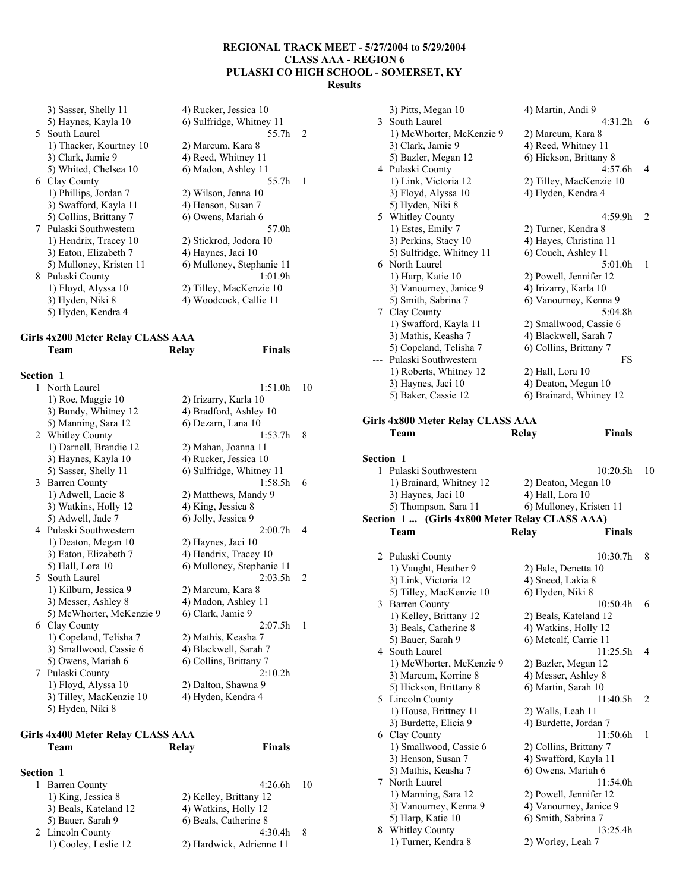**REGIONAL TRACK MEET - 5/27/2004 to 5/29/2004**
**CLASS AAA - REGION 6**
**PULASKI CO HIGH SCHOOL - SOMERSET, KY**
**Results**

```
    3) Sasser, Shelly 11          4) Rucker, Jessica 10
    5) Haynes, Kayla 10           6) Sulfridge, Whitney 11
  5 South Laurel                                 55.7h    2
    1) Thacker, Kourtney 10       2) Marcum, Kara 8
    3) Clark, Jamie 9             4) Reed, Whitney 11
    5) Whited, Chelsea 10         6) Madon, Ashley 11
  6 Clay County                                  55.7h    1
    1) Phillips, Jordan 7         2) Wilson, Jenna 10
    3) Swafford, Kayla 11         4) Henson, Susan 7
    5) Collins, Brittany 7        6) Owens, Mariah 6
  7 Pulaski Southwestern                         57.0h
    1) Hendrix, Tracey 10         2) Stickrod, Jodora 10
    3) Eaton, Elizabeth 7         4) Haynes, Jaci 10
    5) Mulloney, Kristen 11       6) Mulloney, Stephanie 11
  8 Pulaski County                             1:01.9h
    1) Floyd, Alyssa 10           2) Tilley, MacKenzie 10
    3) Hyden, Niki 8              4) Woodcock, Callie 11
    5) Hyden, Kendra 4
```

### Girls 4x200 Meter Relay CLASS AAA

```
    Team                          Relay            Finals

Section 1
  1 North Laurel                               1:51.0h   10
    1) Roe, Maggie 10             2) Irizarry, Karla 10
    3) Bundy, Whitney 12          4) Bradford, Ashley 10
    5) Manning, Sara 12           6) Dezarn, Lana 10
  2 Whitley County                             1:53.7h    8
    1) Darnell, Brandie 12        2) Mahan, Joanna 11
    3) Haynes, Kayla 10           4) Rucker, Jessica 10
    5) Sasser, Shelly 11          6) Sulfridge, Whitney 11
  3 Barren County                              1:58.5h    6
    1) Adwell, Lacie 8            2) Matthews, Mandy 9
    3) Watkins, Holly 12          4) King, Jessica 8
    5) Adwell, Jade 7             6) Jolly, Jessica 9
  4 Pulaski Southwestern                       2:00.7h    4
    1) Deaton, Megan 10           2) Haynes, Jaci 10
    3) Eaton, Elizabeth 7         4) Hendrix, Tracey 10
    5) Hall, Lora 10              6) Mulloney, Stephanie 11
  5 South Laurel                               2:03.5h    2
    1) Kilburn, Jessica 9         2) Marcum, Kara 8
    3) Messer, Ashley 8           4) Madon, Ashley 11
    5) McWhorter, McKenzie 9      6) Clark, Jamie 9
  6 Clay County                                2:07.5h    1
    1) Copeland, Telisha 7        2) Mathis, Keasha 7
    3) Smallwood, Cassie 6        4) Blackwell, Sarah 7
    5) Owens, Mariah 6            6) Collins, Brittany 7
  7 Pulaski County                             2:10.2h
    1) Floyd, Alyssa 10           2) Dalton, Shawna 9
    3) Tilley, MacKenzie 10       4) Hyden, Kendra 4
    5) Hyden, Niki 8
```

### Girls 4x400 Meter Relay CLASS AAA

```
    Team                          Relay            Finals

Section 1
  1 Barren County                              4:26.6h   10
    1) King, Jessica 8            2) Kelley, Brittany 12
    3) Beals, Kateland 12         4) Watkins, Holly 12
    5) Bauer, Sarah 9             6) Beals, Catherine 8
  2 Lincoln County                             4:30.4h    8
    1) Cooley, Leslie 12          2) Hardwick, Adrienne 11
    3) Pitts, Megan 10            4) Martin, Andi 9
  3 South Laurel                               4:31.2h    6
    1) McWhorter, McKenzie 9      2) Marcum, Kara 8
    3) Clark, Jamie 9             4) Reed, Whitney 11
    5) Bazler, Megan 12           6) Hickson, Brittany 8
  4 Pulaski County                             4:57.6h    4
    1) Link, Victoria 12          2) Tilley, MacKenzie 10
    3) Floyd, Alyssa 10           4) Hyden, Kendra 4
    5) Hyden, Niki 8
  5 Whitley County                             4:59.9h    2
    1) Estes, Emily 7             2) Turner, Kendra 8
    3) Perkins, Stacy 10          4) Hayes, Christina 11
    5) Sulfridge, Whitney 11      6) Couch, Ashley 11
  6 North Laurel                               5:01.0h    1
    1) Harp, Katie 10             2) Powell, Jennifer 12
    3) Vanourney, Janice 9        4) Irizarry, Karla 10
    5) Smith, Sabrina 7           6) Vanourney, Kenna 9
  7 Clay County                                5:04.8h
    1) Swafford, Kayla 11         2) Smallwood, Cassie 6
    3) Mathis, Keasha 7           4) Blackwell, Sarah 7
    5) Copeland, Telisha 7        6) Collins, Brittany 7
--- Pulaski Southwestern                            FS
    1) Roberts, Whitney 12        2) Hall, Lora 10
    3) Haynes, Jaci 10            4) Deaton, Megan 10
    5) Baker, Cassie 12           6) Brainard, Whitney 12
```

### Girls 4x800 Meter Relay CLASS AAA

```
    Team                          Relay            Finals

Section 1
  1 Pulaski Southwestern                      10:20.5h   10
    1) Brainard, Whitney 12       2) Deaton, Megan 10
    3) Haynes, Jaci 10            4) Hall, Lora 10
    5) Thompson, Sara 11          6) Mulloney, Kristen 11
Section 1 ...  (Girls 4x800 Meter Relay CLASS AAA)
    Team                          Relay            Finals

  2 Pulaski County                            10:30.7h    8
    1) Vaught, Heather 9          2) Hale, Denetta 10
    3) Link, Victoria 12          4) Sneed, Lakia 8
    5) Tilley, MacKenzie 10       6) Hyden, Niki 8
  3 Barren County                             10:50.4h    6
    1) Kelley, Brittany 12        2) Beals, Kateland 12
    3) Beals, Catherine 8         4) Watkins, Holly 12
    5) Bauer, Sarah 9             6) Metcalf, Carrie 11
  4 South Laurel                              11:25.5h    4
    1) McWhorter, McKenzie 9      2) Bazler, Megan 12
    3) Marcum, Korrine 8          4) Messer, Ashley 8
    5) Hickson, Brittany 8        6) Martin, Sarah 10
  5 Lincoln County                            11:40.5h    2
    1) House, Brittney 11         2) Walls, Leah 11
    3) Burdette, Elicia 9         4) Burdette, Jordan 7
  6 Clay County                               11:50.6h    1
    1) Smallwood, Cassie 6        2) Collins, Brittany 7
    3) Henson, Susan 7            4) Swafford, Kayla 11
    5) Mathis, Keasha 7           6) Owens, Mariah 6
  7 North Laurel                              11:54.0h
    1) Manning, Sara 12           2) Powell, Jennifer 12
    3) Vanourney, Kenna 9         4) Vanourney, Janice 9
    5) Harp, Katie 10             6) Smith, Sabrina 7
  8 Whitley County                            13:25.4h
    1) Turner, Kendra 8           2) Worley, Leah 7
```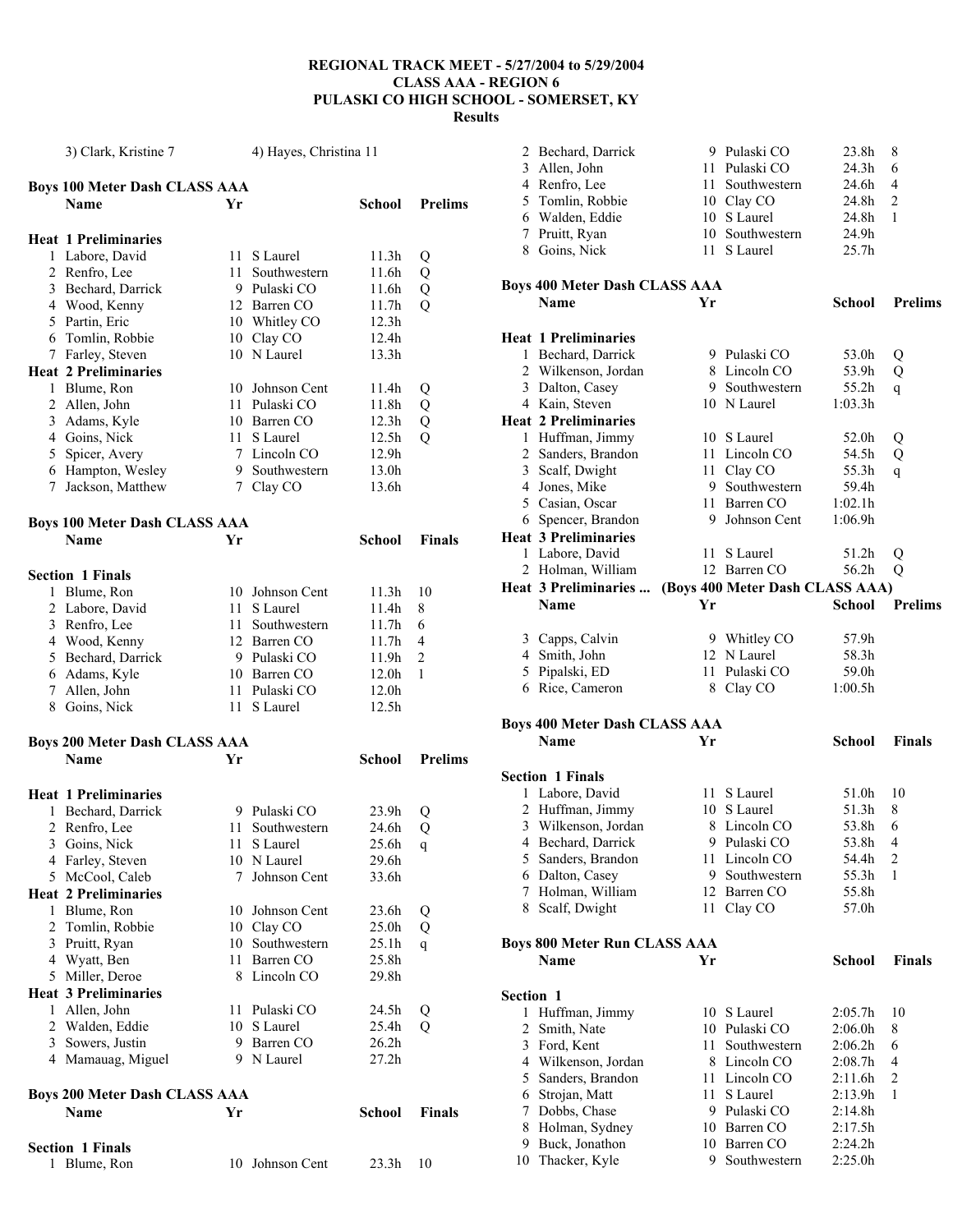# REGIONAL TRACK MEET - 5/27/2004 to 5/29/2004
## CLASS AAA - REGION 6
## PULASKI CO HIGH SCHOOL - SOMERSET, KY
### Results

3) Clark, Kristine 7 &nbsp;&nbsp;&nbsp;&nbsp; 4) Hayes, Christina 11

### Boys 100 Meter Dash CLASS AAA

| | Name | Yr | School | Prelims | |
|---|---|---|---|---|---|
| **Heat 1 Preliminaries** | | | | | |
| 1 | Labore, David | 11 | S Laurel | 11.3h | Q |
| 2 | Renfro, Lee | 11 | Southwestern | 11.6h | Q |
| 3 | Bechard, Darrick | 9 | Pulaski CO | 11.6h | Q |
| 4 | Wood, Kenny | 12 | Barren CO | 11.7h | Q |
| 5 | Partin, Eric | 10 | Whitley CO | 12.3h | |
| 6 | Tomlin, Robbie | 10 | Clay CO | 12.4h | |
| 7 | Farley, Steven | 10 | N Laurel | 13.3h | |
| **Heat 2 Preliminaries** | | | | | |
| 1 | Blume, Ron | 10 | Johnson Cent | 11.4h | Q |
| 2 | Allen, John | 11 | Pulaski CO | 11.8h | Q |
| 3 | Adams, Kyle | 10 | Barren CO | 12.3h | Q |
| 4 | Goins, Nick | 11 | S Laurel | 12.5h | Q |
| 5 | Spicer, Avery | 7 | Lincoln CO | 12.9h | |
| 6 | Hampton, Wesley | 9 | Southwestern | 13.0h | |
| 7 | Jackson, Matthew | 7 | Clay CO | 13.6h | |

### Boys 100 Meter Dash CLASS AAA

| | Name | Yr | School | Finals | |
|---|---|---|---|---|---|
| **Section 1 Finals** | | | | | |
| 1 | Blume, Ron | 10 | Johnson Cent | 11.3h | 10 |
| 2 | Labore, David | 11 | S Laurel | 11.4h | 8 |
| 3 | Renfro, Lee | 11 | Southwestern | 11.7h | 6 |
| 4 | Wood, Kenny | 12 | Barren CO | 11.7h | 4 |
| 5 | Bechard, Darrick | 9 | Pulaski CO | 11.9h | 2 |
| 6 | Adams, Kyle | 10 | Barren CO | 12.0h | 1 |
| 7 | Allen, John | 11 | Pulaski CO | 12.0h | |
| 8 | Goins, Nick | 11 | S Laurel | 12.5h | |

### Boys 200 Meter Dash CLASS AAA

| | Name | Yr | School | Prelims | |
|---|---|---|---|---|---|
| **Heat 1 Preliminaries** | | | | | |
| 1 | Bechard, Darrick | 9 | Pulaski CO | 23.9h | Q |
| 2 | Renfro, Lee | 11 | Southwestern | 24.6h | Q |
| 3 | Goins, Nick | 11 | S Laurel | 25.6h | q |
| 4 | Farley, Steven | 10 | N Laurel | 29.6h | |
| 5 | McCool, Caleb | 7 | Johnson Cent | 33.6h | |
| **Heat 2 Preliminaries** | | | | | |
| 1 | Blume, Ron | 10 | Johnson Cent | 23.6h | Q |
| 2 | Tomlin, Robbie | 10 | Clay CO | 25.0h | Q |
| 3 | Pruitt, Ryan | 10 | Southwestern | 25.1h | q |
| 4 | Wyatt, Ben | 11 | Barren CO | 25.8h | |
| 5 | Miller, Deroe | 8 | Lincoln CO | 29.8h | |
| **Heat 3 Preliminaries** | | | | | |
| 1 | Allen, John | 11 | Pulaski CO | 24.5h | Q |
| 2 | Walden, Eddie | 10 | S Laurel | 25.4h | Q |
| 3 | Sowers, Justin | 9 | Barren CO | 26.2h | |
| 4 | Mamauag, Miguel | 9 | N Laurel | 27.2h | |

### Boys 200 Meter Dash CLASS AAA

| | Name | Yr | School | Finals | |
|---|---|---|---|---|---|
| **Section 1 Finals** | | | | | |
| 1 | Blume, Ron | 10 | Johnson Cent | 23.3h | 10 |
| 2 | Bechard, Darrick | 9 | Pulaski CO | 23.8h | 8 |
| 3 | Allen, John | 11 | Pulaski CO | 24.3h | 6 |
| 4 | Renfro, Lee | 11 | Southwestern | 24.6h | 4 |
| 5 | Tomlin, Robbie | 10 | Clay CO | 24.8h | 2 |
| 6 | Walden, Eddie | 10 | S Laurel | 24.8h | 1 |
| 7 | Pruitt, Ryan | 10 | Southwestern | 24.9h | |
| 8 | Goins, Nick | 11 | S Laurel | 25.7h | |

### Boys 400 Meter Dash CLASS AAA

| | Name | Yr | School | Prelims | |
|---|---|---|---|---|---|
| **Heat 1 Preliminaries** | | | | | |
| 1 | Bechard, Darrick | 9 | Pulaski CO | 53.0h | Q |
| 2 | Wilkenson, Jordan | 8 | Lincoln CO | 53.9h | Q |
| 3 | Dalton, Casey | 9 | Southwestern | 55.2h | q |
| 4 | Kain, Steven | 10 | N Laurel | 1:03.3h | |
| **Heat 2 Preliminaries** | | | | | |
| 1 | Huffman, Jimmy | 10 | S Laurel | 52.0h | Q |
| 2 | Sanders, Brandon | 11 | Lincoln CO | 54.5h | Q |
| 3 | Scalf, Dwight | 11 | Clay CO | 55.3h | q |
| 4 | Jones, Mike | 9 | Southwestern | 59.4h | |
| 5 | Casian, Oscar | 11 | Barren CO | 1:02.1h | |
| 6 | Spencer, Brandon | 9 | Johnson Cent | 1:06.9h | |
| **Heat 3 Preliminaries** | | | | | |
| 1 | Labore, David | 11 | S Laurel | 51.2h | Q |
| 2 | Holman, William | 12 | Barren CO | 56.2h | Q |
| 3 | Capps, Calvin | 9 | Whitley CO | 57.9h | |
| 4 | Smith, John | 12 | N Laurel | 58.3h | |
| 5 | Pipalski, ED | 11 | Pulaski CO | 59.0h | |
| 6 | Rice, Cameron | 8 | Clay CO | 1:00.5h | |

### Boys 400 Meter Dash CLASS AAA

| | Name | Yr | School | Finals | |
|---|---|---|---|---|---|
| **Section 1 Finals** | | | | | |
| 1 | Labore, David | 11 | S Laurel | 51.0h | 10 |
| 2 | Huffman, Jimmy | 10 | S Laurel | 51.3h | 8 |
| 3 | Wilkenson, Jordan | 8 | Lincoln CO | 53.8h | 6 |
| 4 | Bechard, Darrick | 9 | Pulaski CO | 53.8h | 4 |
| 5 | Sanders, Brandon | 11 | Lincoln CO | 54.4h | 2 |
| 6 | Dalton, Casey | 9 | Southwestern | 55.3h | 1 |
| 7 | Holman, William | 12 | Barren CO | 55.8h | |
| 8 | Scalf, Dwight | 11 | Clay CO | 57.0h | |

### Boys 800 Meter Run CLASS AAA

| | Name | Yr | School | Finals | |
|---|---|---|---|---|---|
| **Section 1** | | | | | |
| 1 | Huffman, Jimmy | 10 | S Laurel | 2:05.7h | 10 |
| 2 | Smith, Nate | 10 | Pulaski CO | 2:06.0h | 8 |
| 3 | Ford, Kent | 11 | Southwestern | 2:06.2h | 6 |
| 4 | Wilkenson, Jordan | 8 | Lincoln CO | 2:08.7h | 4 |
| 5 | Sanders, Brandon | 11 | Lincoln CO | 2:11.6h | 2 |
| 6 | Strojan, Matt | 11 | S Laurel | 2:13.9h | 1 |
| 7 | Dobbs, Chase | 9 | Pulaski CO | 2:14.8h | |
| 8 | Holman, Sydney | 10 | Barren CO | 2:17.5h | |
| 9 | Buck, Jonathon | 10 | Barren CO | 2:24.2h | |
| 10 | Thacker, Kyle | 9 | Southwestern | 2:25.0h | |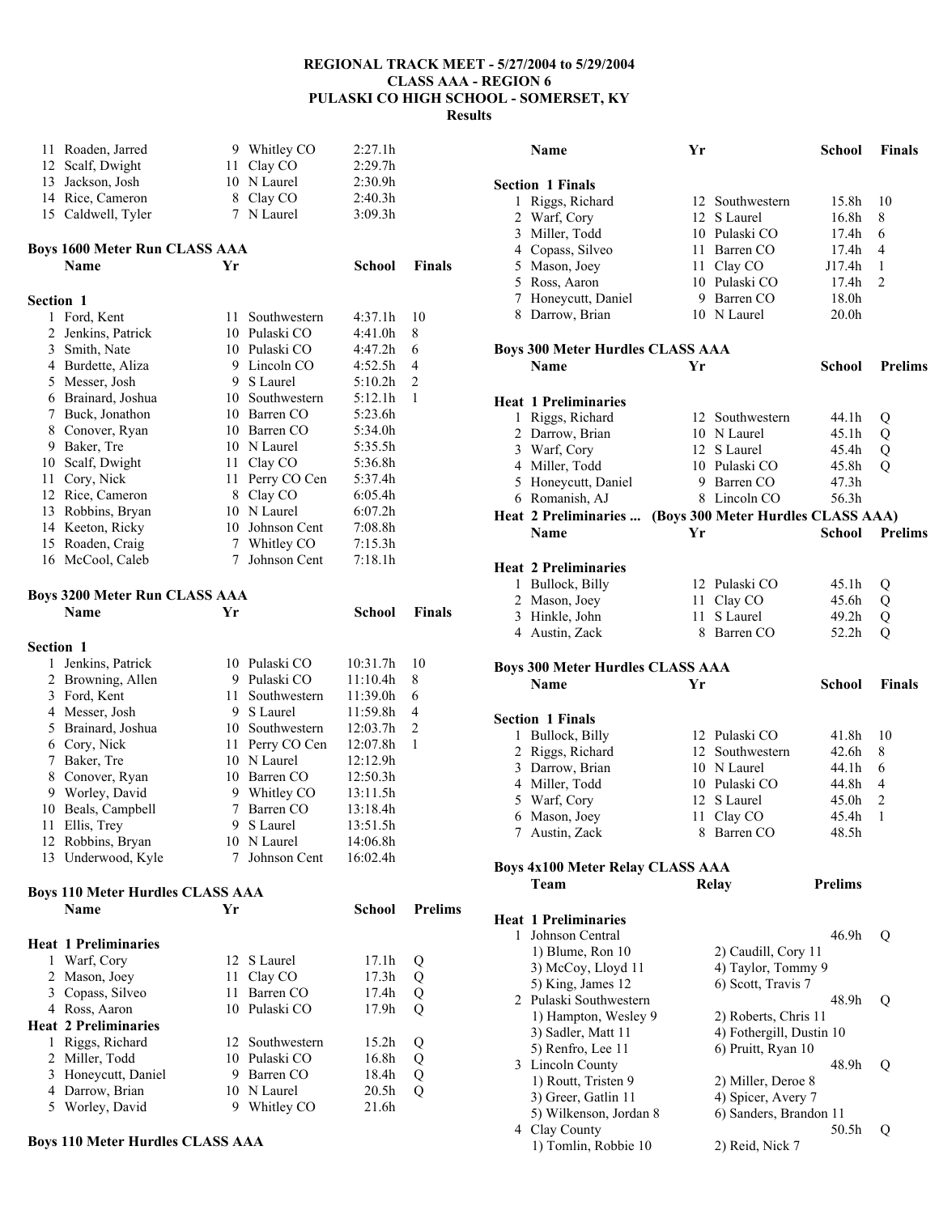# REGIONAL TRACK MEET - 5/27/2004 to 5/29/2004
## CLASS AAA - REGION 6
## PULASKI CO HIGH SCHOOL - SOMERSET, KY
## Results

| | Name | Yr | School | Finals | |
|---|---|---|---|---|---|
| 11 | Roaden, Jarred | 9 | Whitley CO | 2:27.1h | |
| 12 | Scalf, Dwight | 11 | Clay CO | 2:29.7h | |
| 13 | Jackson, Josh | 10 | N Laurel | 2:30.9h | |
| 14 | Rice, Cameron | 8 | Clay CO | 2:40.3h | |
| 15 | Caldwell, Tyler | 7 | N Laurel | 3:09.3h | |

**Boys 1600 Meter Run CLASS AAA**

**Section 1**

| | Name | Yr | School | Finals | |
|---|---|---|---|---|---|
| 1 | Ford, Kent | 11 | Southwestern | 4:37.1h | 10 |
| 2 | Jenkins, Patrick | 10 | Pulaski CO | 4:41.0h | 8 |
| 3 | Smith, Nate | 10 | Pulaski CO | 4:47.2h | 6 |
| 4 | Burdette, Aliza | 9 | Lincoln CO | 4:52.5h | 4 |
| 5 | Messer, Josh | 9 | S Laurel | 5:10.2h | 2 |
| 6 | Brainard, Joshua | 10 | Southwestern | 5:12.1h | 1 |
| 7 | Buck, Jonathon | 10 | Barren CO | 5:23.6h | |
| 8 | Conover, Ryan | 10 | Barren CO | 5:34.0h | |
| 9 | Baker, Tre | 10 | N Laurel | 5:35.5h | |
| 10 | Scalf, Dwight | 11 | Clay CO | 5:36.8h | |
| 11 | Cory, Nick | 11 | Perry CO Cen | 5:37.4h | |
| 12 | Rice, Cameron | 8 | Clay CO | 6:05.4h | |
| 13 | Robbins, Bryan | 10 | N Laurel | 6:07.2h | |
| 14 | Keeton, Ricky | 10 | Johnson Cent | 7:08.8h | |
| 15 | Roaden, Craig | 7 | Whitley CO | 7:15.3h | |
| 16 | McCool, Caleb | 7 | Johnson Cent | 7:18.1h | |

**Boys 3200 Meter Run CLASS AAA**

**Section 1**

| | Name | Yr | School | Finals | |
|---|---|---|---|---|---|
| 1 | Jenkins, Patrick | 10 | Pulaski CO | 10:31.7h | 10 |
| 2 | Browning, Allen | 9 | Pulaski CO | 11:10.4h | 8 |
| 3 | Ford, Kent | 11 | Southwestern | 11:39.0h | 6 |
| 4 | Messer, Josh | 9 | S Laurel | 11:59.8h | 4 |
| 5 | Brainard, Joshua | 10 | Southwestern | 12:03.7h | 2 |
| 6 | Cory, Nick | 11 | Perry CO Cen | 12:07.8h | 1 |
| 7 | Baker, Tre | 10 | N Laurel | 12:12.9h | |
| 8 | Conover, Ryan | 10 | Barren CO | 12:50.3h | |
| 9 | Worley, David | 9 | Whitley CO | 13:11.5h | |
| 10 | Beals, Campbell | 7 | Barren CO | 13:18.4h | |
| 11 | Ellis, Trey | 9 | S Laurel | 13:51.5h | |
| 12 | Robbins, Bryan | 10 | N Laurel | 14:06.8h | |
| 13 | Underwood, Kyle | 7 | Johnson Cent | 16:02.4h | |

**Boys 110 Meter Hurdles CLASS AAA**

| | Name | Yr | School | Prelims | |
|---|---|---|---|---|---|
| **Heat 1 Preliminaries** | | | | | |
| 1 | Warf, Cory | 12 | S Laurel | 17.1h | Q |
| 2 | Mason, Joey | 11 | Clay CO | 17.3h | Q |
| 3 | Copass, Silveo | 11 | Barren CO | 17.4h | Q |
| 4 | Ross, Aaron | 10 | Pulaski CO | 17.9h | Q |
| **Heat 2 Preliminaries** | | | | | |
| 1 | Riggs, Richard | 12 | Southwestern | 15.2h | Q |
| 2 | Miller, Todd | 10 | Pulaski CO | 16.8h | Q |
| 3 | Honeycutt, Daniel | 9 | Barren CO | 18.4h | Q |
| 4 | Darrow, Brian | 10 | N Laurel | 20.5h | Q |
| 5 | Worley, David | 9 | Whitley CO | 21.6h | |

**Boys 110 Meter Hurdles CLASS AAA**

**Section 1 Finals**

| | Name | Yr | School | Finals | |
|---|---|---|---|---|---|
| 1 | Riggs, Richard | 12 | Southwestern | 15.8h | 10 |
| 2 | Warf, Cory | 12 | S Laurel | 16.8h | 8 |
| 3 | Miller, Todd | 10 | Pulaski CO | 17.4h | 6 |
| 4 | Copass, Silveo | 11 | Barren CO | 17.4h | 4 |
| 5 | Mason, Joey | 11 | Clay CO | J17.4h | 1 |
| 5 | Ross, Aaron | 10 | Pulaski CO | 17.4h | 2 |
| 7 | Honeycutt, Daniel | 9 | Barren CO | 18.0h | |
| 8 | Darrow, Brian | 10 | N Laurel | 20.0h | |

**Boys 300 Meter Hurdles CLASS AAA**

| | Name | Yr | School | Prelims | |
|---|---|---|---|---|---|
| **Heat 1 Preliminaries** | | | | | |
| 1 | Riggs, Richard | 12 | Southwestern | 44.1h | Q |
| 2 | Darrow, Brian | 10 | N Laurel | 45.1h | Q |
| 3 | Warf, Cory | 12 | S Laurel | 45.4h | Q |
| 4 | Miller, Todd | 10 | Pulaski CO | 45.8h | Q |
| 5 | Honeycutt, Daniel | 9 | Barren CO | 47.3h | |
| 6 | Romanish, AJ | 8 | Lincoln CO | 56.3h | |
| **Heat 2 Preliminaries** | | | | | |
| 1 | Bullock, Billy | 12 | Pulaski CO | 45.1h | Q |
| 2 | Mason, Joey | 11 | Clay CO | 45.6h | Q |
| 3 | Hinkle, John | 11 | S Laurel | 49.2h | Q |
| 4 | Austin, Zack | 8 | Barren CO | 52.2h | Q |

**Boys 300 Meter Hurdles CLASS AAA**

**Section 1 Finals**

| | Name | Yr | School | Finals | |
|---|---|---|---|---|---|
| 1 | Bullock, Billy | 12 | Pulaski CO | 41.8h | 10 |
| 2 | Riggs, Richard | 12 | Southwestern | 42.6h | 8 |
| 3 | Darrow, Brian | 10 | N Laurel | 44.1h | 6 |
| 4 | Miller, Todd | 10 | Pulaski CO | 44.8h | 4 |
| 5 | Warf, Cory | 12 | S Laurel | 45.0h | 2 |
| 6 | Mason, Joey | 11 | Clay CO | 45.4h | 1 |
| 7 | Austin, Zack | 8 | Barren CO | 48.5h | |

**Boys 4x100 Meter Relay CLASS AAA**

**Heat 1 Preliminaries**

| | Team | Relay | Prelims | |
|---|---|---|---|---|
| 1 | Johnson Central | | 46.9h | Q |
| | 1) Blume, Ron 10 | 2) Caudill, Cory 11 | | |
| | 3) McCoy, Lloyd 11 | 4) Taylor, Tommy 9 | | |
| | 5) King, James 12 | 6) Scott, Travis 7 | | |
| 2 | Pulaski Southwestern | | 48.9h | Q |
| | 1) Hampton, Wesley 9 | 2) Roberts, Chris 11 | | |
| | 3) Sadler, Matt 11 | 4) Fothergill, Dustin 10 | | |
| | 5) Renfro, Lee 11 | 6) Pruitt, Ryan 10 | | |
| 3 | Lincoln County | | 48.9h | Q |
| | 1) Routt, Tristen 9 | 2) Miller, Deroe 8 | | |
| | 3) Greer, Gatlin 11 | 4) Spicer, Avery 7 | | |
| | 5) Wilkenson, Jordan 8 | 6) Sanders, Brandon 11 | | |
| 4 | Clay County | | 50.5h | Q |
| | 1) Tomlin, Robbie 10 | 2) Reid, Nick 7 | | |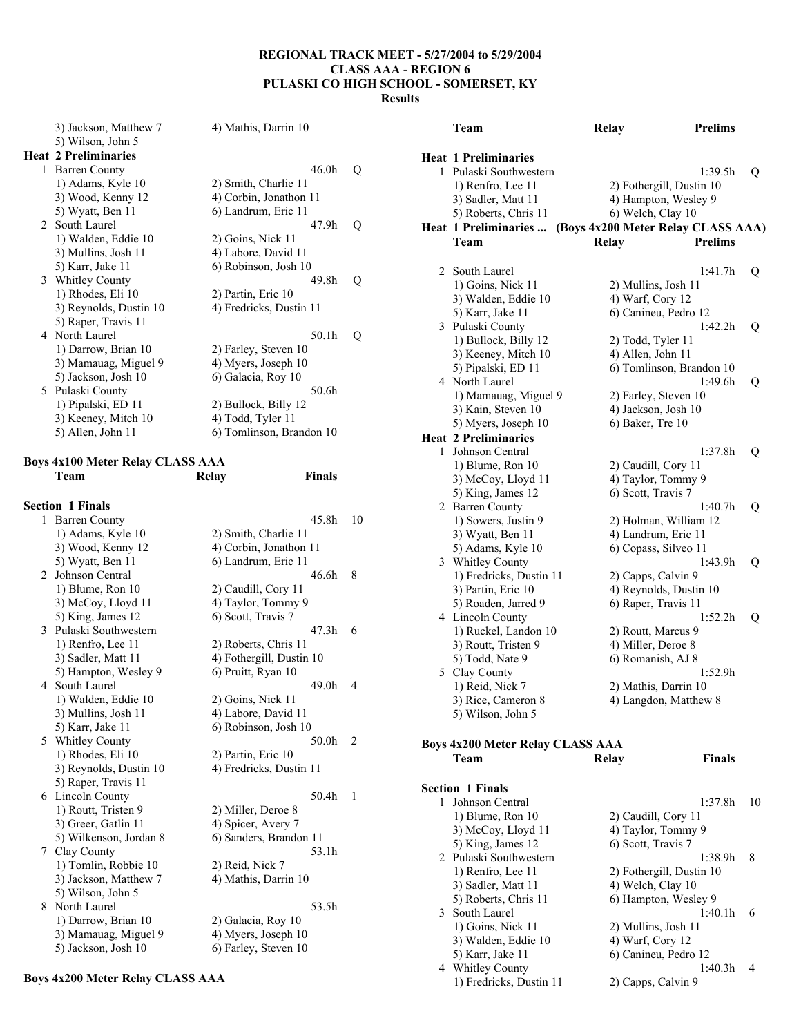## REGIONAL TRACK MEET - 5/27/2004 to 5/29/2004
## CLASS AAA - REGION 6
## PULASKI CO HIGH SCHOOL - SOMERSET, KY
## Results

3) Jackson, Matthew 7 — 4) Mathis, Darrin 10
5) Wilson, John 5

**Heat 2 Preliminaries**

1 Barren County — 46.0h Q
1) Adams, Kyle 10 — 2) Smith, Charlie 11
3) Wood, Kenny 12 — 4) Corbin, Jonathon 11
5) Wyatt, Ben 11 — 6) Landrum, Eric 11

2 South Laurel — 47.9h Q
1) Walden, Eddie 10 — 2) Goins, Nick 11
3) Mullins, Josh 11 — 4) Labore, David 11
5) Karr, Jake 11 — 6) Robinson, Josh 10

3 Whitley County — 49.8h Q
1) Rhodes, Eli 10 — 2) Partin, Eric 10
3) Reynolds, Dustin 10 — 4) Fredricks, Dustin 11
5) Raper, Travis 11

4 North Laurel — 50.1h Q
1) Darrow, Brian 10 — 2) Farley, Steven 10
3) Mamauag, Miguel 9 — 4) Myers, Joseph 10
5) Jackson, Josh 10 — 6) Galacia, Roy 10

5 Pulaski County — 50.6h
1) Pipalski, ED 11 — 2) Bullock, Billy 12
3) Keeney, Mitch 10 — 4) Todd, Tyler 11
5) Allen, John 11 — 6) Tomlinson, Brandon 10

### Boys 4x100 Meter Relay CLASS AAA

Team — Relay — Finals

**Section 1 Finals**

1 Barren County — 45.8h 10
1) Adams, Kyle 10 — 2) Smith, Charlie 11
3) Wood, Kenny 12 — 4) Corbin, Jonathon 11
5) Wyatt, Ben 11 — 6) Landrum, Eric 11

2 Johnson Central — 46.6h 8
1) Blume, Ron 10 — 2) Caudill, Cory 11
3) McCoy, Lloyd 11 — 4) Taylor, Tommy 9
5) King, James 12 — 6) Scott, Travis 7

3 Pulaski Southwestern — 47.3h 6
1) Renfro, Lee 11 — 2) Roberts, Chris 11
3) Sadler, Matt 11 — 4) Fothergill, Dustin 10
5) Hampton, Wesley 9 — 6) Pruitt, Ryan 10

4 South Laurel — 49.0h 4
1) Walden, Eddie 10 — 2) Goins, Nick 11
3) Mullins, Josh 11 — 4) Labore, David 11
5) Karr, Jake 11 — 6) Robinson, Josh 10

5 Whitley County — 50.0h 2
1) Rhodes, Eli 10 — 2) Partin, Eric 10
3) Reynolds, Dustin 10 — 4) Fredricks, Dustin 11
5) Raper, Travis 11

6 Lincoln County — 50.4h 1
1) Routt, Tristen 9 — 2) Miller, Deroe 8
3) Greer, Gatlin 11 — 4) Spicer, Avery 7
5) Wilkenson, Jordan 8 — 6) Sanders, Brandon 11

7 Clay County — 53.1h
1) Tomlin, Robbie 10 — 2) Reid, Nick 7
3) Jackson, Matthew 7 — 4) Mathis, Darrin 10
5) Wilson, John 5

8 North Laurel — 53.5h
1) Darrow, Brian 10 — 2) Galacia, Roy 10
3) Mamauag, Miguel 9 — 4) Myers, Joseph 10
5) Jackson, Josh 10 — 6) Farley, Steven 10

### Boys 4x200 Meter Relay CLASS AAA

Team — Relay — Prelims

**Heat 1 Preliminaries**

1 Pulaski Southwestern — 1:39.5h Q
1) Renfro, Lee 11 — 2) Fothergill, Dustin 10
3) Sadler, Matt 11 — 4) Hampton, Wesley 9
5) Roberts, Chris 11 — 6) Welch, Clay 10

**Heat 1 Preliminaries ... (Boys 4x200 Meter Relay CLASS AAA)**

Team — Relay — Prelims

2 South Laurel — 1:41.7h Q
1) Goins, Nick 11 — 2) Mullins, Josh 11
3) Walden, Eddie 10 — 4) Warf, Cory 12
5) Karr, Jake 11 — 6) Canineu, Pedro 12

3 Pulaski County — 1:42.2h Q
1) Bullock, Billy 12 — 2) Todd, Tyler 11
3) Keeney, Mitch 10 — 4) Allen, John 11
5) Pipalski, ED 11 — 6) Tomlinson, Brandon 10

4 North Laurel — 1:49.6h Q
1) Mamauag, Miguel 9 — 2) Farley, Steven 10
3) Kain, Steven 10 — 4) Jackson, Josh 10
5) Myers, Joseph 10 — 6) Baker, Tre 10

**Heat 2 Preliminaries**

1 Johnson Central — 1:37.8h Q
1) Blume, Ron 10 — 2) Caudill, Cory 11
3) McCoy, Lloyd 11 — 4) Taylor, Tommy 9
5) King, James 12 — 6) Scott, Travis 7

2 Barren County — 1:40.7h Q
1) Sowers, Justin 9 — 2) Holman, William 12
3) Wyatt, Ben 11 — 4) Landrum, Eric 11
5) Adams, Kyle 10 — 6) Copass, Silveo 11

3 Whitley County — 1:43.9h Q
1) Fredricks, Dustin 11 — 2) Capps, Calvin 9
3) Partin, Eric 10 — 4) Reynolds, Dustin 10
5) Roaden, Jarred 9 — 6) Raper, Travis 11

4 Lincoln County — 1:52.2h Q
1) Ruckel, Landon 10 — 2) Routt, Marcus 9
3) Routt, Tristen 9 — 4) Miller, Deroe 8
5) Todd, Nate 9 — 6) Romanish, AJ 8

5 Clay County — 1:52.9h
1) Reid, Nick 7 — 2) Mathis, Darrin 10
3) Rice, Cameron 8 — 4) Langdon, Matthew 8
5) Wilson, John 5

### Boys 4x200 Meter Relay CLASS AAA

Team — Relay — Finals

**Section 1 Finals**

1 Johnson Central — 1:37.8h 10
1) Blume, Ron 10 — 2) Caudill, Cory 11
3) McCoy, Lloyd 11 — 4) Taylor, Tommy 9
5) King, James 12 — 6) Scott, Travis 7

2 Pulaski Southwestern — 1:38.9h 8
1) Renfro, Lee 11 — 2) Fothergill, Dustin 10
3) Sadler, Matt 11 — 4) Welch, Clay 10
5) Roberts, Chris 11 — 6) Hampton, Wesley 9

3 South Laurel — 1:40.1h 6
1) Goins, Nick 11 — 2) Mullins, Josh 11
3) Walden, Eddie 10 — 4) Warf, Cory 12
5) Karr, Jake 11 — 6) Canineu, Pedro 12

4 Whitley County — 1:40.3h 4
1) Fredricks, Dustin 11 — 2) Capps, Calvin 9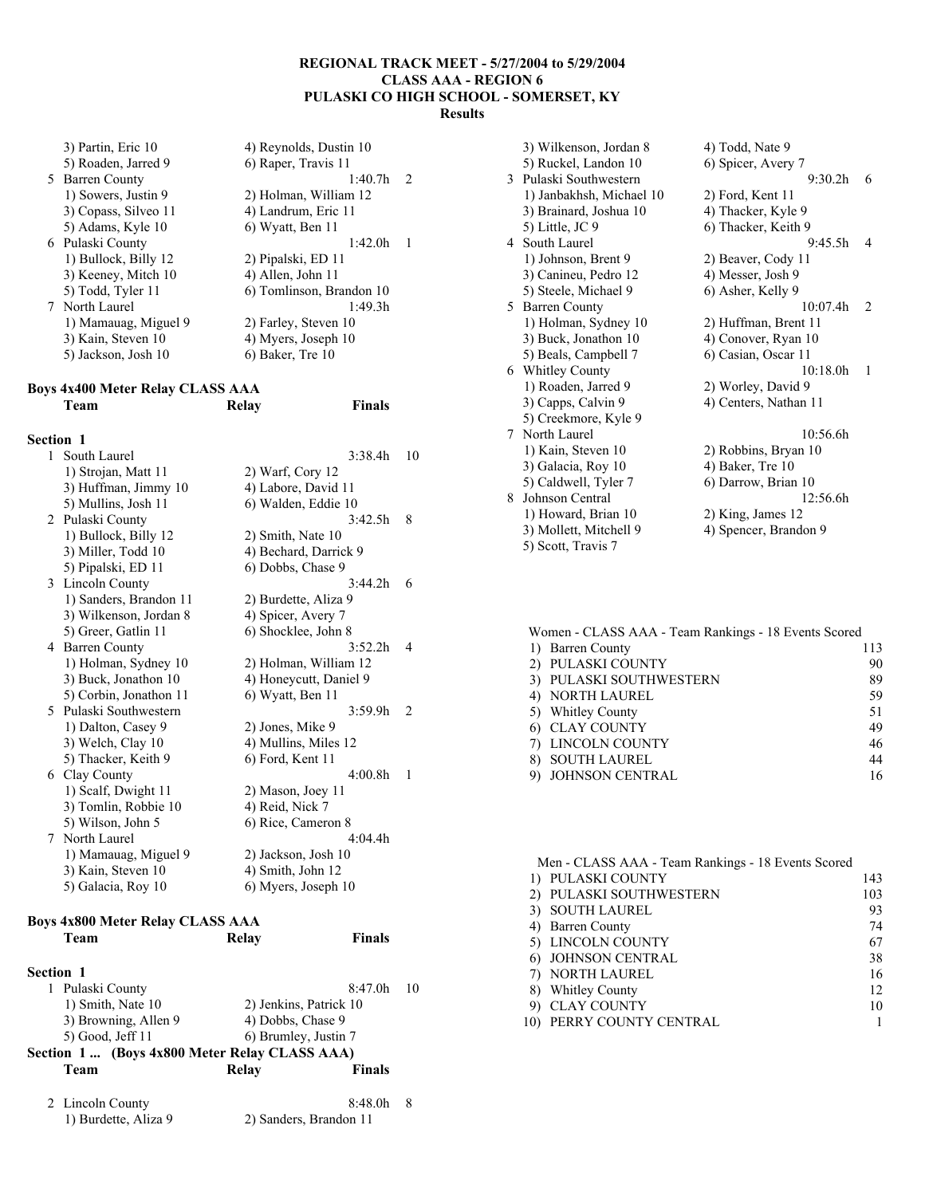**REGIONAL TRACK MEET - 5/27/2004 to 5/29/2004**
**CLASS AAA - REGION 6**
**PULASKI CO HIGH SCHOOL - SOMERSET, KY**
**Results**

3) Partin, Eric 10 &nbsp;&nbsp; 4) Reynolds, Dustin 10
5) Roaden, Jarred 9 &nbsp;&nbsp; 6) Raper, Travis 11

5 Barren County &nbsp;&nbsp; 1:40.7h &nbsp; 2
1) Sowers, Justin 9 &nbsp;&nbsp; 2) Holman, William 12
3) Copass, Silveo 11 &nbsp;&nbsp; 4) Landrum, Eric 11
5) Adams, Kyle 10 &nbsp;&nbsp; 6) Wyatt, Ben 11

6 Pulaski County &nbsp;&nbsp; 1:42.0h &nbsp; 1
1) Bullock, Billy 12 &nbsp;&nbsp; 2) Pipalski, ED 11
3) Keeney, Mitch 10 &nbsp;&nbsp; 4) Allen, John 11
5) Todd, Tyler 11 &nbsp;&nbsp; 6) Tomlinson, Brandon 10

7 North Laurel &nbsp;&nbsp; 1:49.3h
1) Mamauag, Miguel 9 &nbsp;&nbsp; 2) Farley, Steven 10
3) Kain, Steven 10 &nbsp;&nbsp; 4) Myers, Joseph 10
5) Jackson, Josh 10 &nbsp;&nbsp; 6) Baker, Tre 10

### Boys 4x400 Meter Relay CLASS AAA

**Team &nbsp;&nbsp; Relay &nbsp;&nbsp; Finals**

**Section 1**

1 South Laurel &nbsp;&nbsp; 3:38.4h &nbsp; 10
1) Strojan, Matt 11 &nbsp;&nbsp; 2) Warf, Cory 12
3) Huffman, Jimmy 10 &nbsp;&nbsp; 4) Labore, David 11
5) Mullins, Josh 11 &nbsp;&nbsp; 6) Walden, Eddie 10

2 Pulaski County &nbsp;&nbsp; 3:42.5h &nbsp; 8
1) Bullock, Billy 12 &nbsp;&nbsp; 2) Smith, Nate 10
3) Miller, Todd 10 &nbsp;&nbsp; 4) Bechard, Darrick 9
5) Pipalski, ED 11 &nbsp;&nbsp; 6) Dobbs, Chase 9

3 Lincoln County &nbsp;&nbsp; 3:44.2h &nbsp; 6
1) Sanders, Brandon 11 &nbsp;&nbsp; 2) Burdette, Aliza 9
3) Wilkenson, Jordan 8 &nbsp;&nbsp; 4) Spicer, Avery 7
5) Greer, Gatlin 11 &nbsp;&nbsp; 6) Shocklee, John 8

4 Barren County &nbsp;&nbsp; 3:52.2h &nbsp; 4
1) Holman, Sydney 10 &nbsp;&nbsp; 2) Holman, William 12
3) Buck, Jonathon 10 &nbsp;&nbsp; 4) Honeycutt, Daniel 9
5) Corbin, Jonathon 11 &nbsp;&nbsp; 6) Wyatt, Ben 11

5 Pulaski Southwestern &nbsp;&nbsp; 3:59.9h &nbsp; 2
1) Dalton, Casey 9 &nbsp;&nbsp; 2) Jones, Mike 9
3) Welch, Clay 10 &nbsp;&nbsp; 4) Mullins, Miles 12
5) Thacker, Keith 9 &nbsp;&nbsp; 6) Ford, Kent 11

6 Clay County &nbsp;&nbsp; 4:00.8h &nbsp; 1
1) Scalf, Dwight 11 &nbsp;&nbsp; 2) Mason, Joey 11
3) Tomlin, Robbie 10 &nbsp;&nbsp; 4) Reid, Nick 7
5) Wilson, John 5 &nbsp;&nbsp; 6) Rice, Cameron 8

7 North Laurel &nbsp;&nbsp; 4:04.4h
1) Mamauag, Miguel 9 &nbsp;&nbsp; 2) Jackson, Josh 10
3) Kain, Steven 10 &nbsp;&nbsp; 4) Smith, John 12
5) Galacia, Roy 10 &nbsp;&nbsp; 6) Myers, Joseph 10

### Boys 4x800 Meter Relay CLASS AAA

**Team &nbsp;&nbsp; Relay &nbsp;&nbsp; Finals**

**Section 1**

1 Pulaski County &nbsp;&nbsp; 8:47.0h &nbsp; 10
1) Smith, Nate 10 &nbsp;&nbsp; 2) Jenkins, Patrick 10
3) Browning, Allen 9 &nbsp;&nbsp; 4) Dobbs, Chase 9
5) Good, Jeff 11 &nbsp;&nbsp; 6) Brumley, Justin 7

**Section 1 ... (Boys 4x800 Meter Relay CLASS AAA)**

**Team &nbsp;&nbsp; Relay &nbsp;&nbsp; Finals**

2 Lincoln County &nbsp;&nbsp; 8:48.0h &nbsp; 8
1) Burdette, Aliza 9 &nbsp;&nbsp; 2) Sanders, Brandon 11
3) Wilkenson, Jordan 8 &nbsp;&nbsp; 4) Todd, Nate 9
5) Ruckel, Landon 10 &nbsp;&nbsp; 6) Spicer, Avery 7

3 Pulaski Southwestern &nbsp;&nbsp; 9:30.2h &nbsp; 6
1) Janbakhsh, Michael 10 &nbsp;&nbsp; 2) Ford, Kent 11
3) Brainard, Joshua 10 &nbsp;&nbsp; 4) Thacker, Kyle 9
5) Little, JC 9 &nbsp;&nbsp; 6) Thacker, Keith 9

4 South Laurel &nbsp;&nbsp; 9:45.5h &nbsp; 4
1) Johnson, Brent 9 &nbsp;&nbsp; 2) Beaver, Cody 11
3) Canineu, Pedro 12 &nbsp;&nbsp; 4) Messer, Josh 9
5) Steele, Michael 9 &nbsp;&nbsp; 6) Asher, Kelly 9

5 Barren County &nbsp;&nbsp; 10:07.4h &nbsp; 2
1) Holman, Sydney 10 &nbsp;&nbsp; 2) Huffman, Brent 11
3) Buck, Jonathon 10 &nbsp;&nbsp; 4) Conover, Ryan 10
5) Beals, Campbell 7 &nbsp;&nbsp; 6) Casian, Oscar 11

6 Whitley County &nbsp;&nbsp; 10:18.0h &nbsp; 1
1) Roaden, Jarred 9 &nbsp;&nbsp; 2) Worley, David 9
3) Capps, Calvin 9 &nbsp;&nbsp; 4) Centers, Nathan 11
5) Creekmore, Kyle 9

7 North Laurel &nbsp;&nbsp; 10:56.6h
1) Kain, Steven 10 &nbsp;&nbsp; 2) Robbins, Bryan 10
3) Galacia, Roy 10 &nbsp;&nbsp; 4) Baker, Tre 10
5) Caldwell, Tyler 7 &nbsp;&nbsp; 6) Darrow, Brian 10

8 Johnson Central &nbsp;&nbsp; 12:56.6h
1) Howard, Brian 10 &nbsp;&nbsp; 2) King, James 12
3) Mollett, Mitchell 9 &nbsp;&nbsp; 4) Spencer, Brandon 9
5) Scott, Travis 7

### Women - CLASS AAA - Team Rankings - 18 Events Scored

| | | |
|---|---|---|
| 1) | Barren County | 113 |
| 2) | PULASKI COUNTY | 90 |
| 3) | PULASKI SOUTHWESTERN | 89 |
| 4) | NORTH LAUREL | 59 |
| 5) | Whitley County | 51 |
| 6) | CLAY COUNTY | 49 |
| 7) | LINCOLN COUNTY | 46 |
| 8) | SOUTH LAUREL | 44 |
| 9) | JOHNSON CENTRAL | 16 |

### Men - CLASS AAA - Team Rankings - 18 Events Scored

| | | |
|---|---|---|
| 1) | PULASKI COUNTY | 143 |
| 2) | PULASKI SOUTHWESTERN | 103 |
| 3) | SOUTH LAUREL | 93 |
| 4) | Barren County | 74 |
| 5) | LINCOLN COUNTY | 67 |
| 6) | JOHNSON CENTRAL | 38 |
| 7) | NORTH LAUREL | 16 |
| 8) | Whitley County | 12 |
| 9) | CLAY COUNTY | 10 |
| 10) | PERRY COUNTY CENTRAL | 1 |